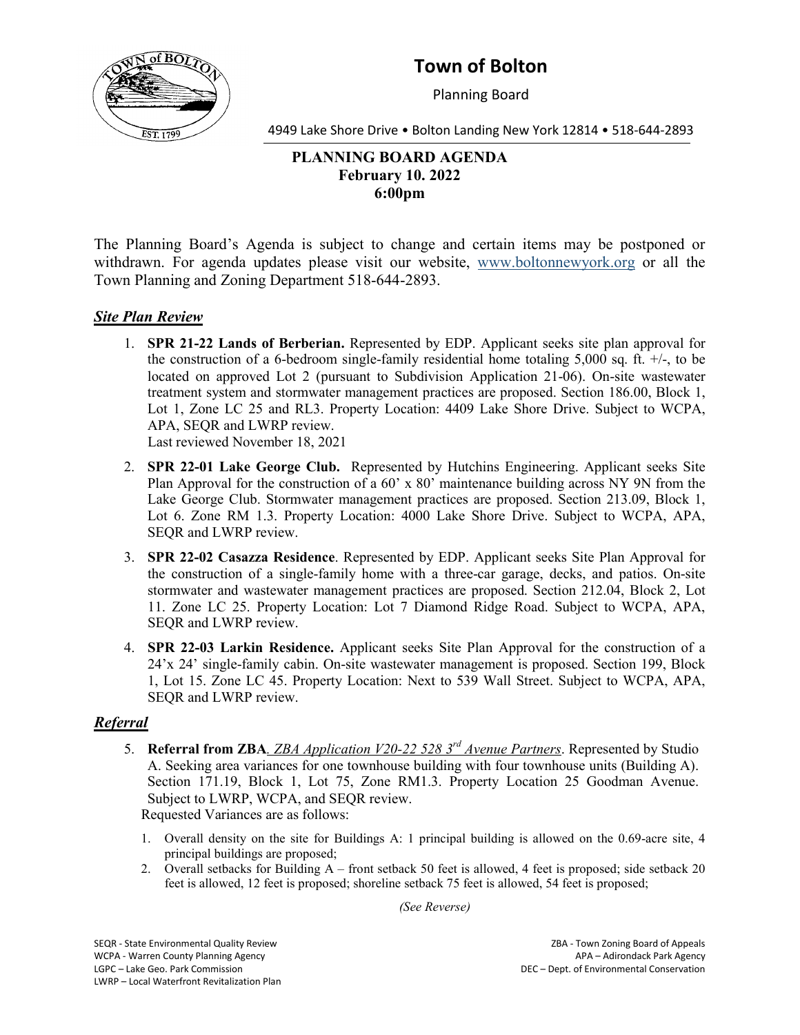# Town of Bolton

Planning Board

4949 Lake Shore Drive • Bolton Landing New York 12814 • 518-644-2893

**PLANNING BOARD AGENDA**
**February 10. 2022**
**6:00pm**

The Planning Board's Agenda is subject to change and certain items may be postponed or withdrawn. For agenda updates please visit our website, www.boltonnewyork.org or all the Town Planning and Zoning Department 518-644-2893.

## ***Site Plan Review***

1. **SPR 21-22 Lands of Berberian.** Represented by EDP. Applicant seeks site plan approval for the construction of a 6-bedroom single-family residential home totaling 5,000 sq. ft. +/-, to be located on approved Lot 2 (pursuant to Subdivision Application 21-06). On-site wastewater treatment system and stormwater management practices are proposed. Section 186.00, Block 1, Lot 1, Zone LC 25 and RL3. Property Location: 4409 Lake Shore Drive. Subject to WCPA, APA, SEQR and LWRP review.
   Last reviewed November 18, 2021
2. **SPR 22-01 Lake George Club.** Represented by Hutchins Engineering. Applicant seeks Site Plan Approval for the construction of a 60' x 80' maintenance building across NY 9N from the Lake George Club. Stormwater management practices are proposed. Section 213.09, Block 1, Lot 6. Zone RM 1.3. Property Location: 4000 Lake Shore Drive. Subject to WCPA, APA, SEQR and LWRP review.
3. **SPR 22-02 Casazza Residence**. Represented by EDP. Applicant seeks Site Plan Approval for the construction of a single-family home with a three-car garage, decks, and patios. On-site stormwater and wastewater management practices are proposed. Section 212.04, Block 2, Lot 11. Zone LC 25. Property Location: Lot 7 Diamond Ridge Road. Subject to WCPA, APA, SEQR and LWRP review.
4. **SPR 22-03 Larkin Residence.** Applicant seeks Site Plan Approval for the construction of a 24'x 24' single-family cabin. On-site wastewater management is proposed. Section 199, Block 1, Lot 15. Zone LC 45. Property Location: Next to 539 Wall Street. Subject to WCPA, APA, SEQR and LWRP review.

## ***Referral***

5. **Referral from ZBA**. *ZBA Application V20-22 528 3rd Avenue Partners*. Represented by Studio A. Seeking area variances for one townhouse building with four townhouse units (Building A). Section 171.19, Block 1, Lot 75, Zone RM1.3. Property Location 25 Goodman Avenue. Subject to LWRP, WCPA, and SEQR review.
   Requested Variances are as follows:
   1. Overall density on the site for Buildings A: 1 principal building is allowed on the 0.69-acre site, 4 principal buildings are proposed;
   2. Overall setbacks for Building A – front setback 50 feet is allowed, 4 feet is proposed; side setback 20 feet is allowed, 12 feet is proposed; shoreline setback 75 feet is allowed, 54 feet is proposed;

*(See Reverse)*

SEQR - State Environmental Quality Review
WCPA - Warren County Planning Agency
LGPC – Lake Geo. Park Commission
LWRP – Local Waterfront Revitalization Plan
ZBA - Town Zoning Board of Appeals
APA – Adirondack Park Agency
DEC – Dept. of Environmental Conservation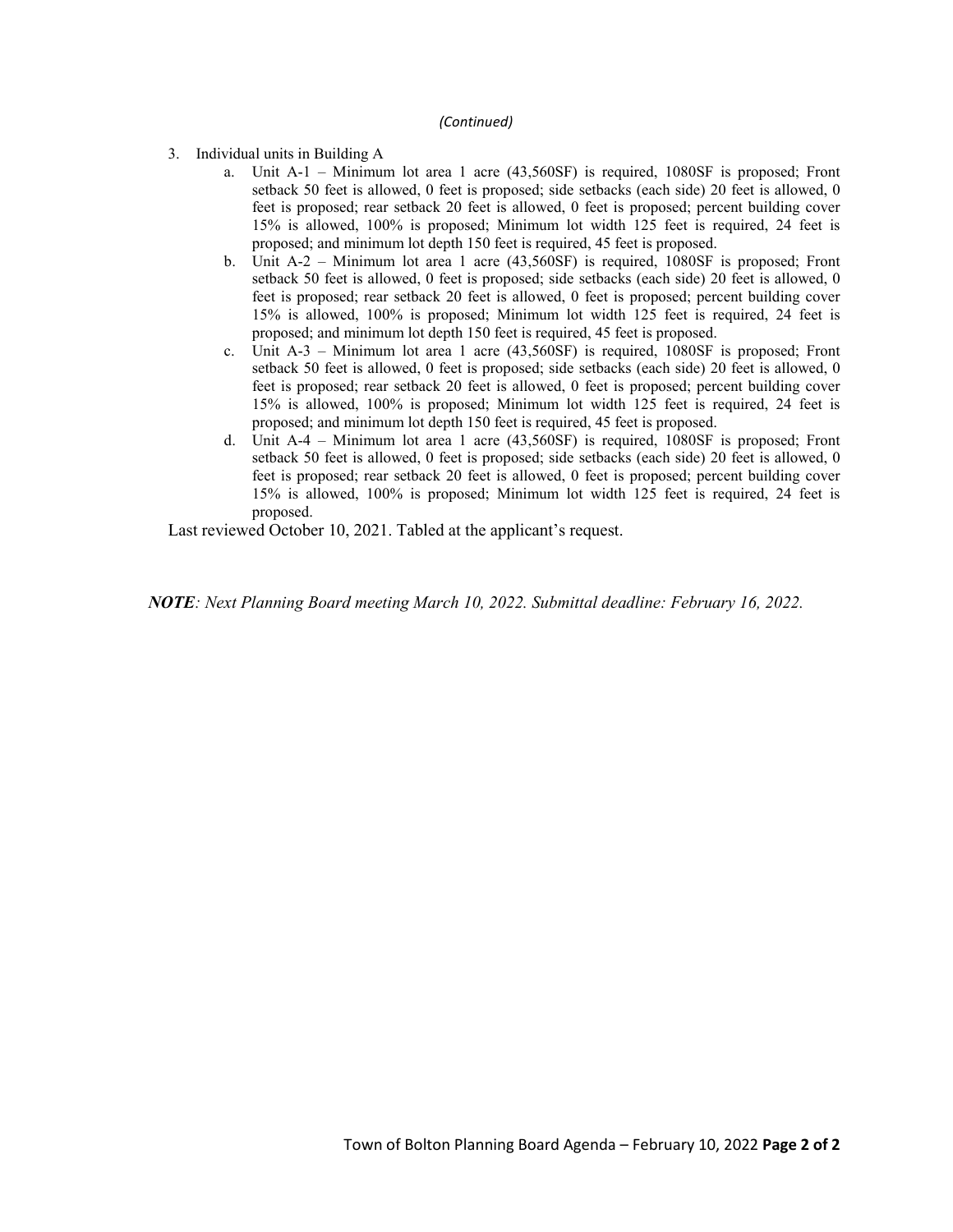*(Continued)*

3. Individual units in Building A
   a. Unit A-1 – Minimum lot area 1 acre (43,560SF) is required, 1080SF is proposed; Front setback 50 feet is allowed, 0 feet is proposed; side setbacks (each side) 20 feet is allowed, 0 feet is proposed; rear setback 20 feet is allowed, 0 feet is proposed; percent building cover 15% is allowed, 100% is proposed; Minimum lot width 125 feet is required, 24 feet is proposed; and minimum lot depth 150 feet is required, 45 feet is proposed.
   b. Unit A-2 – Minimum lot area 1 acre (43,560SF) is required, 1080SF is proposed; Front setback 50 feet is allowed, 0 feet is proposed; side setbacks (each side) 20 feet is allowed, 0 feet is proposed; rear setback 20 feet is allowed, 0 feet is proposed; percent building cover 15% is allowed, 100% is proposed; Minimum lot width 125 feet is required, 24 feet is proposed; and minimum lot depth 150 feet is required, 45 feet is proposed.
   c. Unit A-3 – Minimum lot area 1 acre (43,560SF) is required, 1080SF is proposed; Front setback 50 feet is allowed, 0 feet is proposed; side setbacks (each side) 20 feet is allowed, 0 feet is proposed; rear setback 20 feet is allowed, 0 feet is proposed; percent building cover 15% is allowed, 100% is proposed; Minimum lot width 125 feet is required, 24 feet is proposed; and minimum lot depth 150 feet is required, 45 feet is proposed.
   d. Unit A-4 – Minimum lot area 1 acre (43,560SF) is required, 1080SF is proposed; Front setback 50 feet is allowed, 0 feet is proposed; side setbacks (each side) 20 feet is allowed, 0 feet is proposed; rear setback 20 feet is allowed, 0 feet is proposed; percent building cover 15% is allowed, 100% is proposed; Minimum lot width 125 feet is required, 24 feet is proposed.

Last reviewed October 10, 2021. Tabled at the applicant's request.

***NOTE**: Next Planning Board meeting March 10, 2022. Submittal deadline: February 16, 2022.*